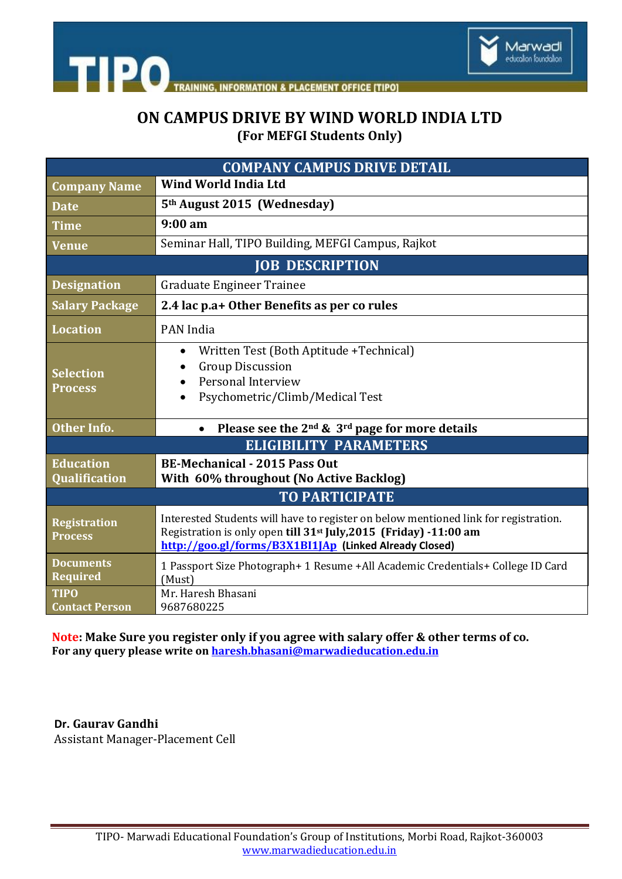# ON CAMPUS DRIVE BY WIND WORLD INDIA LTD

**(For MEFGI Students Only)**

| COMPANY CAMPUS DRIVE DETAIL | |
|---|---|
| **Company Name** | **Wind World India Ltd** |
| **Date** | **5th August 2015 (Wednesday)** |
| **Time** | **9:00 am** |
| **Venue** | Seminar Hall, TIPO Building, MEFGI Campus, Rajkot |
| **JOB DESCRIPTION** | |
| **Designation** | Graduate Engineer Trainee |
| **Salary Package** | **2.4 lac p.a+ Other Benefits as per co rules** |
| **Location** | PAN India |
| **Selection Process** | • Written Test (Both Aptitude +Technical)<br>• Group Discussion<br>• Personal Interview<br>• Psychometric/Climb/Medical Test |
| **Other Info.** | • **Please see the 2nd & 3rd page for more details** |
| **ELIGIBILITY PARAMETERS** | |
| **Education Qualification** | **BE-Mechanical - 2015 Pass Out**<br>**With 60% throughout (No Active Backlog)** |
| **TO PARTICIPATE** | |
| **Registration Process** | Interested Students will have to register on below mentioned link for registration.<br>Registration is only open **till 31st July,2015 (Friday) -11:00 am**<br>http://goo.gl/forms/B3X1BI1JAp **(Linked Already Closed)** |
| **Documents Required** | 1 Passport Size Photograph+ 1 Resume +All Academic Credentials+ College ID Card (Must) |
| **TIPO Contact Person** | Mr. Haresh Bhasani<br>9687680225 |

**Note: Make Sure you register only if you agree with salary offer & other terms of co.**
**For any query please write on haresh.bhasani@marwadieducation.edu.in**

**Dr. Gaurav Gandhi**
Assistant Manager-Placement Cell

TIPO- Marwadi Educational Foundation's Group of Institutions, Morbi Road, Rajkot-360003
www.marwadieducation.edu.in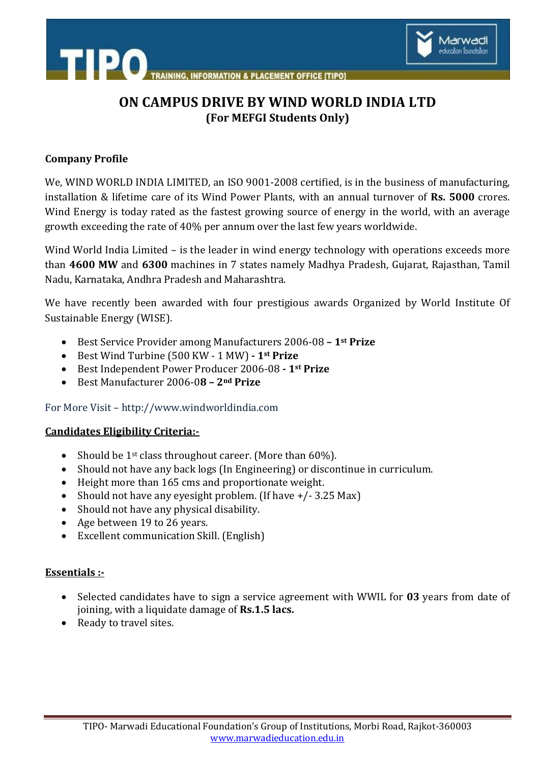# ON CAMPUS DRIVE BY WIND WORLD INDIA LTD

**(For MEFGI Students Only)**

**Company Profile**

We, WIND WORLD INDIA LIMITED, an ISO 9001-2008 certified, is in the business of manufacturing, installation & lifetime care of its Wind Power Plants, with an annual turnover of **Rs. 5000** crores. Wind Energy is today rated as the fastest growing source of energy in the world, with an average growth exceeding the rate of 40% per annum over the last few years worldwide.

Wind World India Limited – is the leader in wind energy technology with operations exceeds more than **4600 MW** and **6300** machines in 7 states namely Madhya Pradesh, Gujarat, Rajasthan, Tamil Nadu, Karnataka, Andhra Pradesh and Maharashtra.

We have recently been awarded with four prestigious awards Organized by World Institute Of Sustainable Energy (WISE).

- Best Service Provider among Manufacturers 2006-08 **– 1st Prize**
- Best Wind Turbine (500 KW - 1 MW) **- 1st Prize**
- Best Independent Power Producer 2006-08 **- 1st Prize**
- Best Manufacturer 2006-0**8 – 2nd Prize**

For More Visit – http://www.windworldindia.com

**Candidates Eligibility Criteria:-**

- Should be 1st class throughout career. (More than 60%).
- Should not have any back logs (In Engineering) or discontinue in curriculum.
- Height more than 165 cms and proportionate weight.
- Should not have any eyesight problem. (If have +/- 3.25 Max)
- Should not have any physical disability.
- Age between 19 to 26 years.
- Excellent communication Skill. (English)

**Essentials :-**

- Selected candidates have to sign a service agreement with WWIL for **03** years from date of joining, with a liquidate damage of **Rs.1.5 lacs.**
- Ready to travel sites.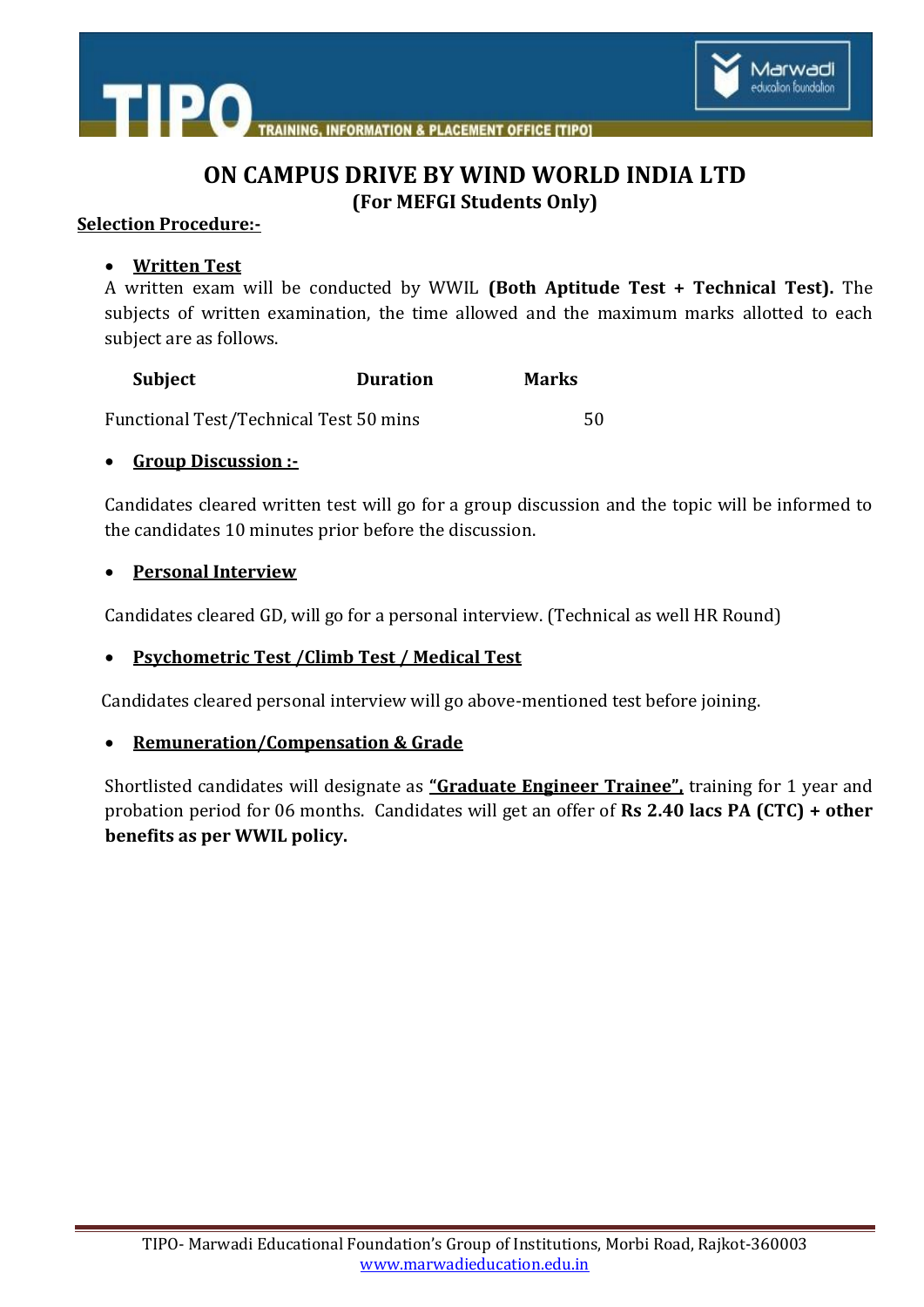## ON CAMPUS DRIVE BY WIND WORLD INDIA LTD

### (For MEFGI Students Only)

**Selection Procedure:-**

- **Written Test**

A written exam will be conducted by WWIL **(Both Aptitude Test + Technical Test).** The subjects of written examination, the time allowed and the maximum marks allotted to each subject are as follows.

| Subject | Duration | Marks |
|---|---|---|
| Functional Test/Technical Test | 50 mins | 50 |

- **Group Discussion :-**

Candidates cleared written test will go for a group discussion and the topic will be informed to the candidates 10 minutes prior before the discussion.

- **Personal Interview**

Candidates cleared GD, will go for a personal interview. (Technical as well HR Round)

- **Psychometric Test /Climb Test / Medical Test**

Candidates cleared personal interview will go above-mentioned test before joining.

- **Remuneration/Compensation & Grade**

Shortlisted candidates will designate as **"Graduate Engineer Trainee",** training for 1 year and probation period for 06 months. Candidates will get an offer of **Rs 2.40 lacs PA (CTC) + other benefits as per WWIL policy.**